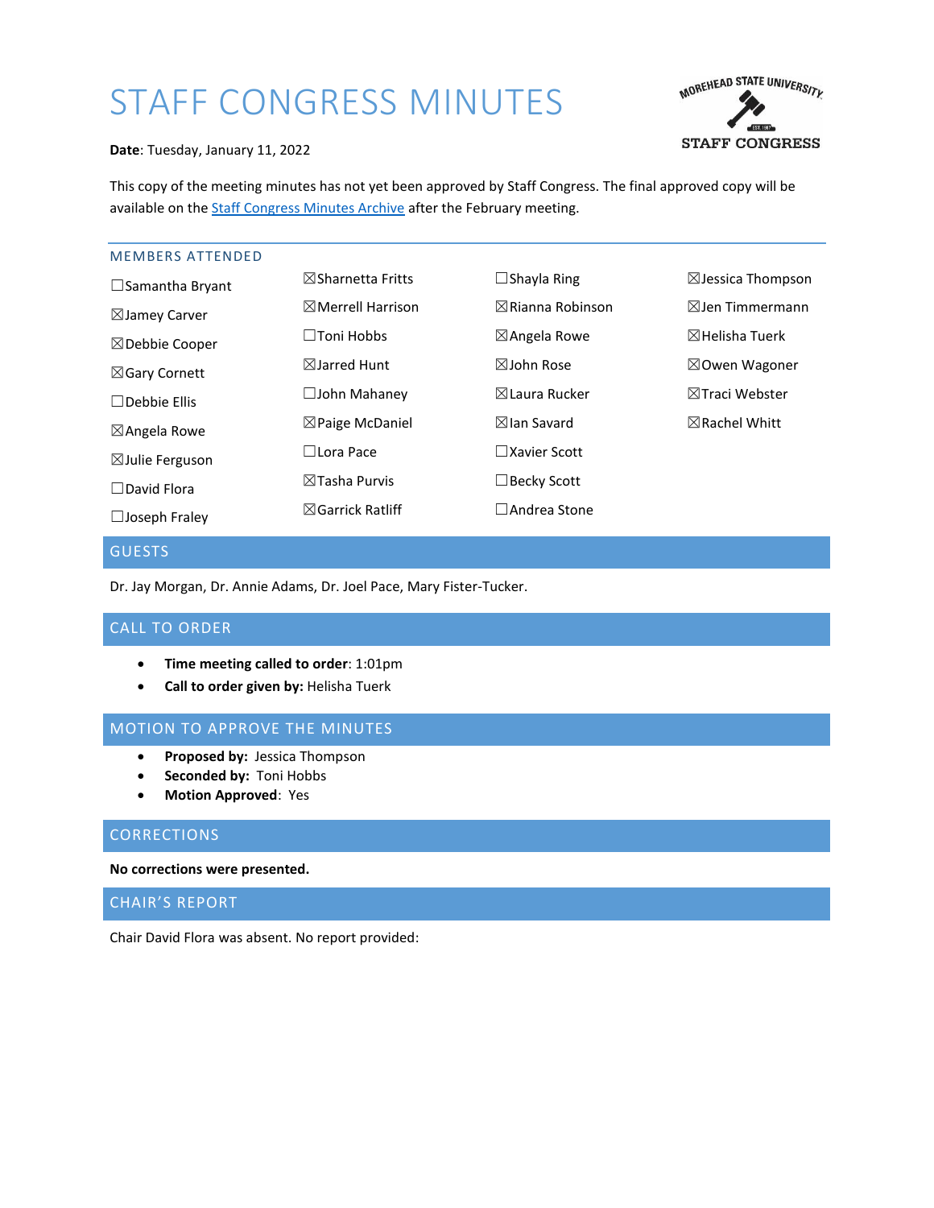# STAFF CONGRESS MINUTES

**Date**: Tuesday, January 11, 2022

This copy of the meeting minutes has not yet been approved by Staff Congress. The final approved copy will be available on the Staff Congress Minutes Archive after the February meeting.

## MEMBERS ATTENDED

☐Samantha Bryant
☒Jamey Carver
☒Debbie Cooper
☒Gary Cornett
☐Debbie Ellis
☒Angela Rowe
☒Julie Ferguson
☐David Flora
☐Joseph Fraley
☒Sharnetta Fritts
☒Merrell Harrison
☐Toni Hobbs
☒Jarred Hunt
☐John Mahaney
☒Paige McDaniel
☐Lora Pace
☒Tasha Purvis
☒Garrick Ratliff
☐Shayla Ring
☒Rianna Robinson
☒Angela Rowe
☒John Rose
☒Laura Rucker
☒Ian Savard
☐Xavier Scott
☐Becky Scott
☐Andrea Stone
☒Jessica Thompson
☒Jen Timmermann
☒Helisha Tuerk
☒Owen Wagoner
☒Traci Webster
☒Rachel Whitt

## GUESTS

Dr. Jay Morgan, Dr. Annie Adams, Dr. Joel Pace, Mary Fister-Tucker.

## CALL TO ORDER

- **Time meeting called to order**: 1:01pm
- **Call to order given by:** Helisha Tuerk

## MOTION TO APPROVE THE MINUTES

- **Proposed by:** Jessica Thompson
- **Seconded by:** Toni Hobbs
- **Motion Approved**: Yes

## CORRECTIONS

**No corrections were presented.**

## CHAIR'S REPORT

Chair David Flora was absent. No report provided: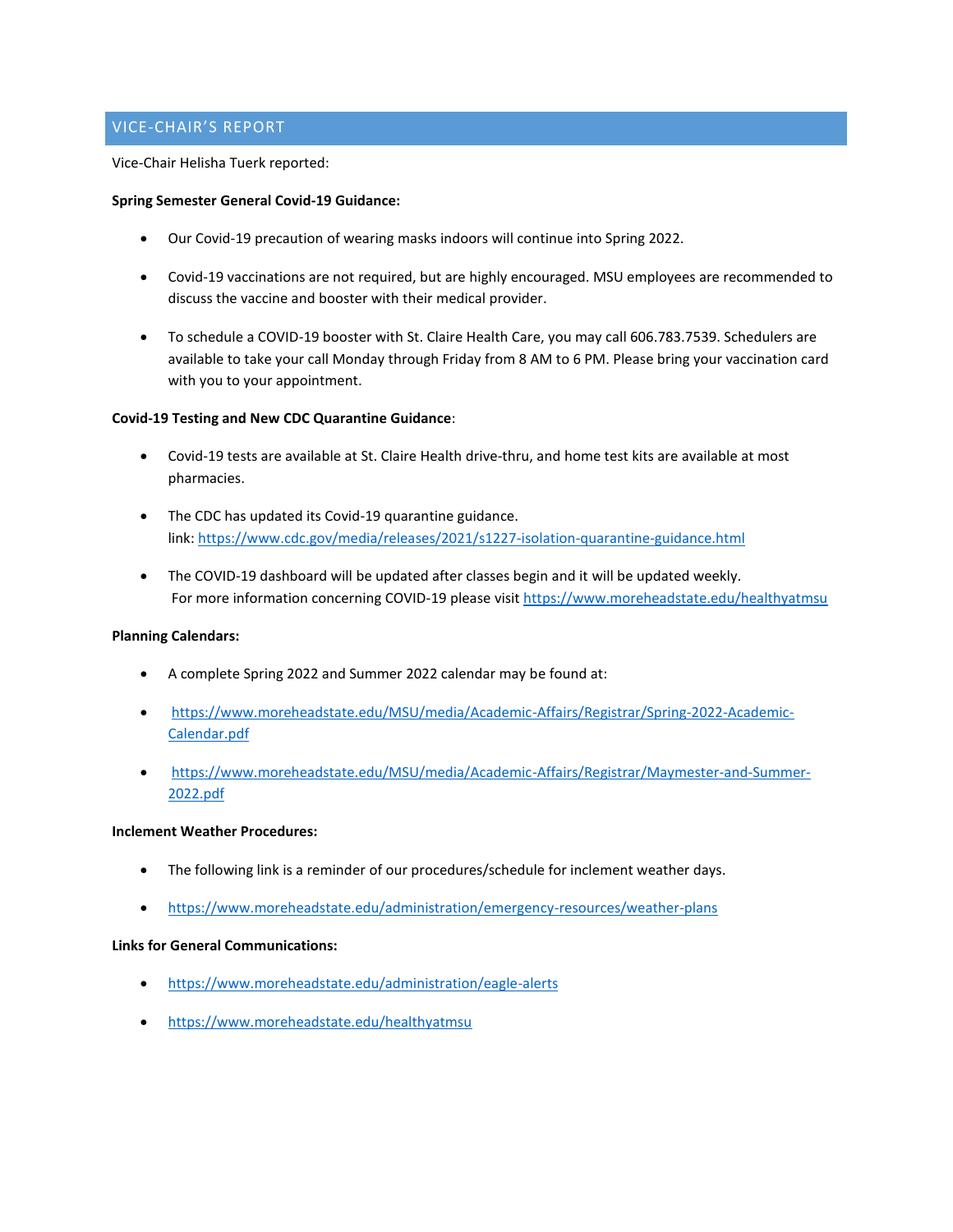## VICE-CHAIR'S REPORT

Vice-Chair Helisha Tuerk reported:

**Spring Semester General Covid-19 Guidance:**

- Our Covid-19 precaution of wearing masks indoors will continue into Spring 2022.
- Covid-19 vaccinations are not required, but are highly encouraged. MSU employees are recommended to discuss the vaccine and booster with their medical provider.
- To schedule a COVID-19 booster with St. Claire Health Care, you may call 606.783.7539. Schedulers are available to take your call Monday through Friday from 8 AM to 6 PM. Please bring your vaccination card with you to your appointment.

**Covid-19 Testing and New CDC Quarantine Guidance**:

- Covid-19 tests are available at St. Claire Health drive-thru, and home test kits are available at most pharmacies.
- The CDC has updated its Covid-19 quarantine guidance.
  link: https://www.cdc.gov/media/releases/2021/s1227-isolation-quarantine-guidance.html
- The COVID-19 dashboard will be updated after classes begin and it will be updated weekly.
  For more information concerning COVID-19 please visit https://www.moreheadstate.edu/healthyatmsu

**Planning Calendars:**

- A complete Spring 2022 and Summer 2022 calendar may be found at:
- https://www.moreheadstate.edu/MSU/media/Academic-Affairs/Registrar/Spring-2022-Academic-Calendar.pdf
- https://www.moreheadstate.edu/MSU/media/Academic-Affairs/Registrar/Maymester-and-Summer-2022.pdf

**Inclement Weather Procedures:**

- The following link is a reminder of our procedures/schedule for inclement weather days.
- https://www.moreheadstate.edu/administration/emergency-resources/weather-plans

**Links for General Communications:**

- https://www.moreheadstate.edu/administration/eagle-alerts
- https://www.moreheadstate.edu/healthyatmsu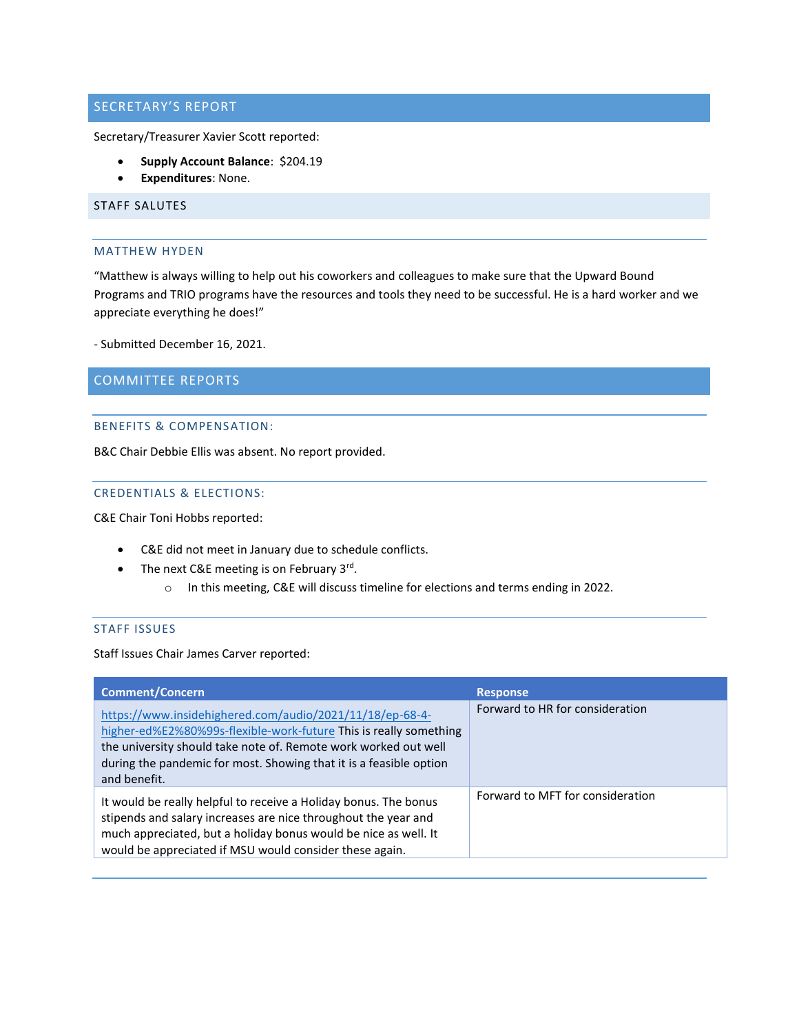## SECRETARY'S REPORT

Secretary/Treasurer Xavier Scott reported:

- **Supply Account Balance**: $204.19
- **Expenditures**: None.

## STAFF SALUTES

### MATTHEW HYDEN

"Matthew is always willing to help out his coworkers and colleagues to make sure that the Upward Bound Programs and TRIO programs have the resources and tools they need to be successful. He is a hard worker and we appreciate everything he does!"

- Submitted December 16, 2021.

## COMMITTEE REPORTS

### BENEFITS & COMPENSATION:

B&C Chair Debbie Ellis was absent. No report provided.

### CREDENTIALS & ELECTIONS:

C&E Chair Toni Hobbs reported:

- C&E did not meet in January due to schedule conflicts.
- The next C&E meeting is on February 3rd.
  - In this meeting, C&E will discuss timeline for elections and terms ending in 2022.

### STAFF ISSUES

Staff Issues Chair James Carver reported:

| Comment/Concern | Response |
|---|---|
| https://www.insidehighered.com/audio/2021/11/18/ep-68-4-higher-ed%E2%80%99s-flexible-work-future This is really something the university should take note of. Remote work worked out well during the pandemic for most. Showing that it is a feasible option and benefit. | Forward to HR for consideration |
| It would be really helpful to receive a Holiday bonus. The bonus stipends and salary increases are nice throughout the year and much appreciated, but a holiday bonus would be nice as well. It would be appreciated if MSU would consider these again. | Forward to MFT for consideration |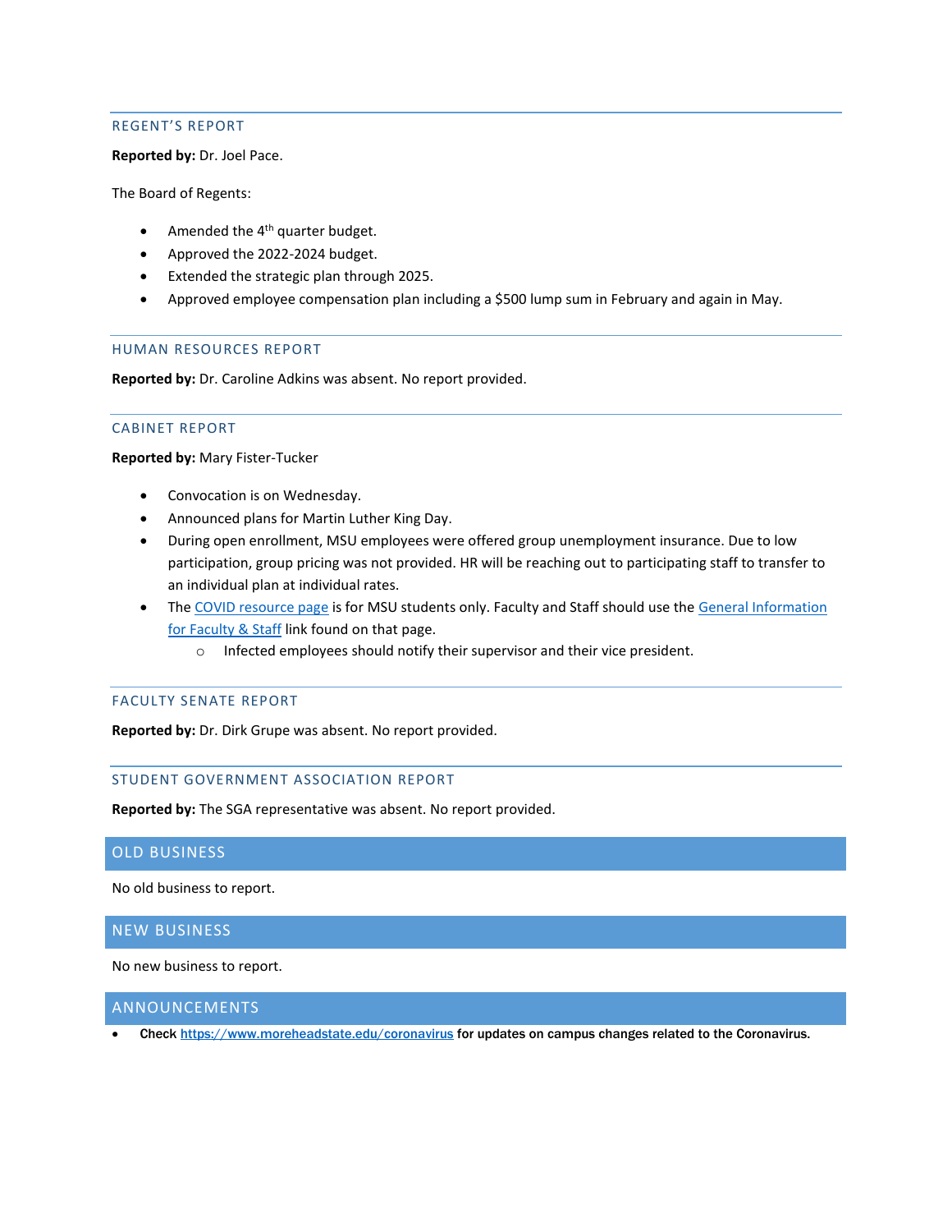## REGENT'S REPORT

**Reported by:** Dr. Joel Pace.

The Board of Regents:

- Amended the 4th quarter budget.
- Approved the 2022-2024 budget.
- Extended the strategic plan through 2025.
- Approved employee compensation plan including a $500 lump sum in February and again in May.

## HUMAN RESOURCES REPORT

**Reported by:** Dr. Caroline Adkins was absent. No report provided.

## CABINET REPORT

**Reported by:** Mary Fister-Tucker

- Convocation is on Wednesday.
- Announced plans for Martin Luther King Day.
- During open enrollment, MSU employees were offered group unemployment insurance. Due to low participation, group pricing was not provided. HR will be reaching out to participating staff to transfer to an individual plan at individual rates.
- The COVID resource page is for MSU students only. Faculty and Staff should use the General Information for Faculty & Staff link found on that page.
  - Infected employees should notify their supervisor and their vice president.

## FACULTY SENATE REPORT

**Reported by:** Dr. Dirk Grupe was absent. No report provided.

## STUDENT GOVERNMENT ASSOCIATION REPORT

**Reported by:** The SGA representative was absent. No report provided.

# OLD BUSINESS

No old business to report.

# NEW BUSINESS

No new business to report.

# ANNOUNCEMENTS

- **Check https://www.moreheadstate.edu/coronavirus for updates on campus changes related to the Coronavirus.**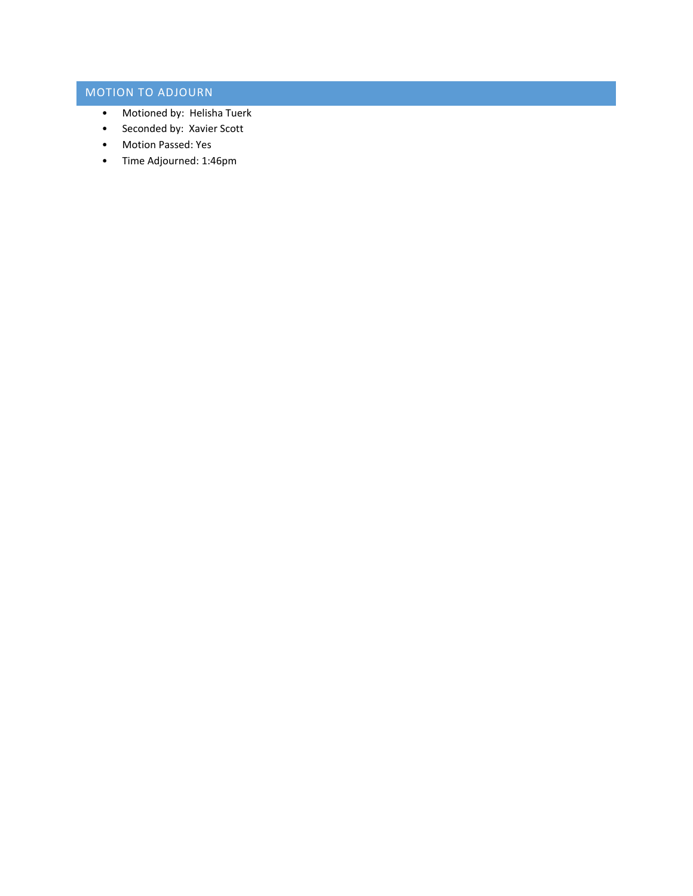## MOTION TO ADJOURN

- Motioned by: Helisha Tuerk
- Seconded by: Xavier Scott
- Motion Passed: Yes
- Time Adjourned: 1:46pm